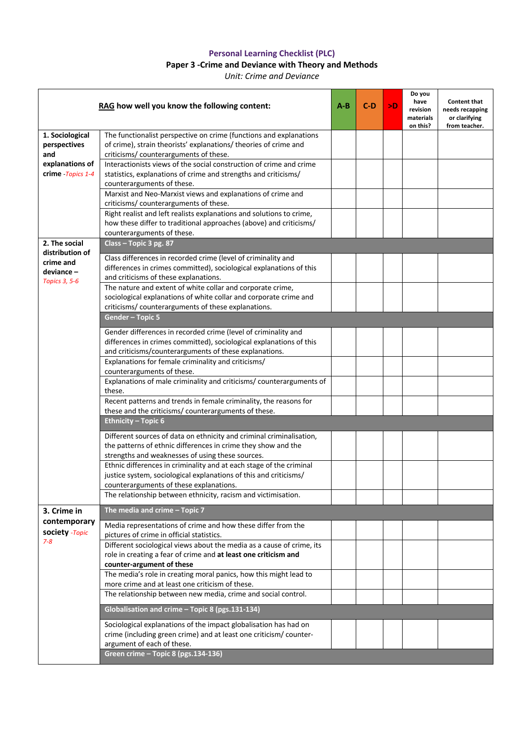### Personal Learning Checklist (PLC)

**Paper 3 -Crime and Deviance with Theory and Methods**

*Unit: Crime and Deviance*

| RAG how well you know the following content: | | A-B | C-D | >D | Do you have revision materials on this? | Content that needs recapping or clarifying from teacher. |
|---|---|---|---|---|---|---|
| **1. Sociological perspectives and explanations of crime** *-Topics 1-4* | The functionalist perspective on crime (functions and explanations of crime), strain theorists' explanations/ theories of crime and criticisms/ counterarguments of these. | | | | | |
| | Interactionists views of the social construction of crime and crime statistics, explanations of crime and strengths and criticisms/ counterarguments of these. | | | | | |
| | Marxist and Neo-Marxist views and explanations of crime and criticisms/ counterarguments of these. | | | | | |
| | Right realist and left realists explanations and solutions to crime, how these differ to traditional approaches (above) and criticisms/ counterarguments of these. | | | | | |
| **2. The social distribution of crime and deviance –** *Topics 3, 5-6* | **Class – Topic 3 pg. 87** | | | | | |
| | Class differences in recorded crime (level of criminality and differences in crimes committed), sociological explanations of this and criticisms of these explanations. | | | | | |
| | The nature and extent of white collar and corporate crime, sociological explanations of white collar and corporate crime and criticisms/ counterarguments of these explanations. | | | | | |
| | **Gender – Topic 5** | | | | | |
| | Gender differences in recorded crime (level of criminality and differences in crimes committed), sociological explanations of this and criticisms/counterarguments of these explanations. | | | | | |
| | Explanations for female criminality and criticisms/ counterarguments of these. | | | | | |
| | Explanations of male criminality and criticisms/ counterarguments of these. | | | | | |
| | Recent patterns and trends in female criminality, the reasons for these and the criticisms/ counterarguments of these. | | | | | |
| | **Ethnicity – Topic 6** | | | | | |
| | Different sources of data on ethnicity and criminal criminalisation, the patterns of ethnic differences in crime they show and the strengths and weaknesses of using these sources. | | | | | |
| | Ethnic differences in criminality and at each stage of the criminal justice system, sociological explanations of this and criticisms/ counterarguments of these explanations. | | | | | |
| | The relationship between ethnicity, racism and victimisation. | | | | | |
| **3. Crime in contemporary society** *-Topic 7-8* | **The media and crime – Topic 7** | | | | | |
| | Media representations of crime and how these differ from the pictures of crime in official statistics. | | | | | |
| | Different sociological views about the media as a cause of crime, its role in creating a fear of crime and **at least one criticism and counter-argument of these** | | | | | |
| | The media's role in creating moral panics, how this might lead to more crime and at least one criticism of these. | | | | | |
| | The relationship between new media, crime and social control. | | | | | |
| | **Globalisation and crime – Topic 8 (pgs.131-134)** | | | | | |
| | Sociological explanations of the impact globalisation has had on crime (including green crime) and at least one criticism/ counter-argument of each of these. | | | | | |
| | **Green crime – Topic 8 (pgs.134-136)** | | | | | |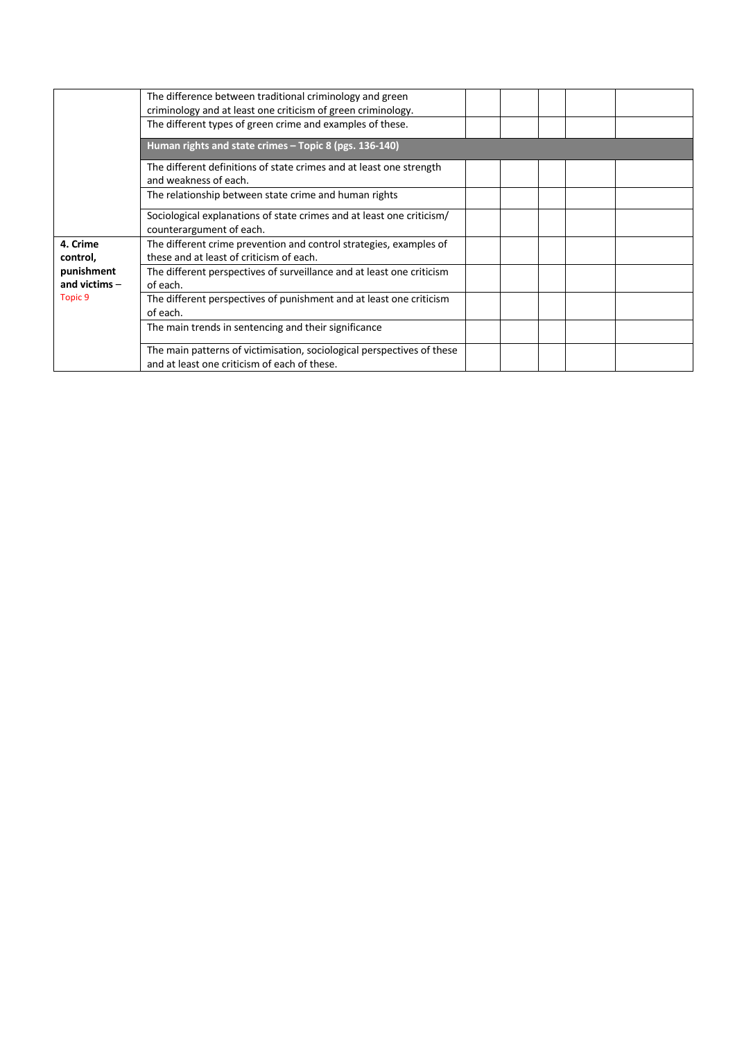| | | | | | | |
|---|---|---|---|---|---|---|
| | The difference between traditional criminology and green criminology and at least one criticism of green criminology. | | | | | |
| | The different types of green crime and examples of these. | | | | | |
| | **Human rights and state crimes – Topic 8 (pgs. 136-140)** | | | | | |
| | The different definitions of state crimes and at least one strength and weakness of each. | | | | | |
| | The relationship between state crime and human rights | | | | | |
| | Sociological explanations of state crimes and at least one criticism/ counterargument of each. | | | | | |
| **4. Crime control, punishment and victims** – Topic 9 | The different crime prevention and control strategies, examples of these and at least of criticism of each. | | | | | |
| | The different perspectives of surveillance and at least one criticism of each. | | | | | |
| | The different perspectives of punishment and at least one criticism of each. | | | | | |
| | The main trends in sentencing and their significance | | | | | |
| | The main patterns of victimisation, sociological perspectives of these and at least one criticism of each of these. | | | | | |